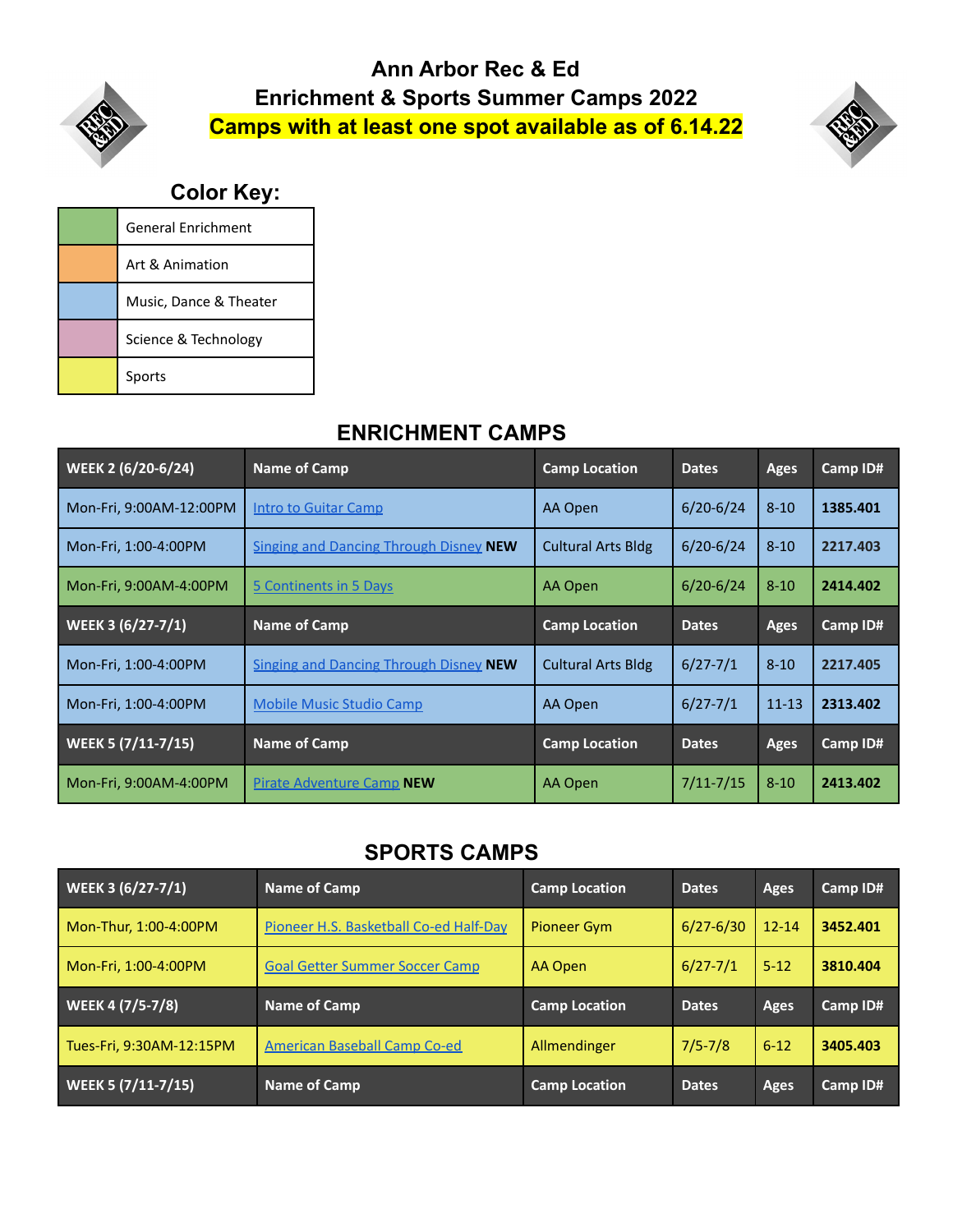# Ann Arbor Rec & Ed
# Enrichment & Sports Summer Camps 2022
# Camps with at least one spot available as of 6.14.22

## Color Key:

| | |
|---|---|
| | General Enrichment |
| | Art & Animation |
| | Music, Dance & Theater |
| | Science & Technology |
| | Sports |

## ENRICHMENT CAMPS

| WEEK 2 (6/20-6/24) | Name of Camp | Camp Location | Dates | Ages | Camp ID# |
|---|---|---|---|---|---|
| Mon-Fri, 9:00AM-12:00PM | Intro to Guitar Camp | AA Open | 6/20-6/24 | 8-10 | **1385.401** |
| Mon-Fri, 1:00-4:00PM | Singing and Dancing Through Disney **NEW** | Cultural Arts Bldg | 6/20-6/24 | 8-10 | **2217.403** |
| Mon-Fri, 9:00AM-4:00PM | 5 Continents in 5 Days | AA Open | 6/20-6/24 | 8-10 | **2414.402** |
| **WEEK 3 (6/27-7/1)** | **Name of Camp** | **Camp Location** | **Dates** | **Ages** | **Camp ID#** |
| Mon-Fri, 1:00-4:00PM | Singing and Dancing Through Disney **NEW** | Cultural Arts Bldg | 6/27-7/1 | 8-10 | **2217.405** |
| Mon-Fri, 1:00-4:00PM | Mobile Music Studio Camp | AA Open | 6/27-7/1 | 11-13 | **2313.402** |
| **WEEK 5 (7/11-7/15)** | **Name of Camp** | **Camp Location** | **Dates** | **Ages** | **Camp ID#** |
| Mon-Fri, 9:00AM-4:00PM | Pirate Adventure Camp **NEW** | AA Open | 7/11-7/15 | 8-10 | **2413.402** |

## SPORTS CAMPS

| WEEK 3 (6/27-7/1) | Name of Camp | Camp Location | Dates | Ages | Camp ID# |
|---|---|---|---|---|---|
| Mon-Thur, 1:00-4:00PM | Pioneer H.S. Basketball Co-ed Half-Day | Pioneer Gym | 6/27-6/30 | 12-14 | **3452.401** |
| Mon-Fri, 1:00-4:00PM | Goal Getter Summer Soccer Camp | AA Open | 6/27-7/1 | 5-12 | **3810.404** |
| **WEEK 4 (7/5-7/8)** | **Name of Camp** | **Camp Location** | **Dates** | **Ages** | **Camp ID#** |
| Tues-Fri, 9:30AM-12:15PM | American Baseball Camp Co-ed | Allmendinger | 7/5-7/8 | 6-12 | **3405.403** |
| **WEEK 5 (7/11-7/15)** | **Name of Camp** | **Camp Location** | **Dates** | **Ages** | **Camp ID#** |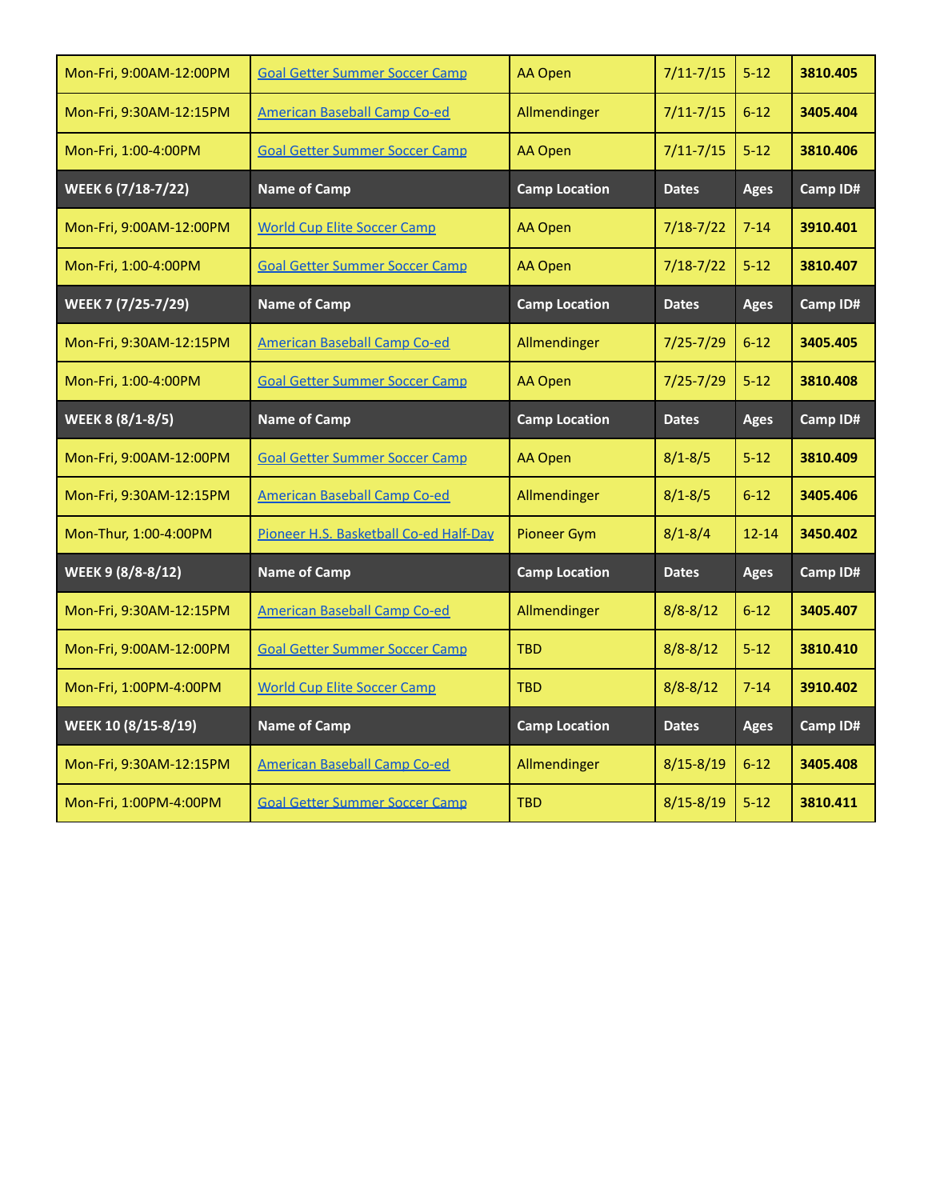| | | | | | |
|---|---|---|---|---|---|
| Mon-Fri, 9:00AM-12:00PM | Goal Getter Summer Soccer Camp | AA Open | 7/11-7/15 | 5-12 | **3810.405** |
| Mon-Fri, 9:30AM-12:15PM | American Baseball Camp Co-ed | Allmendinger | 7/11-7/15 | 6-12 | **3405.404** |
| Mon-Fri, 1:00-4:00PM | Goal Getter Summer Soccer Camp | AA Open | 7/11-7/15 | 5-12 | **3810.406** |
| **WEEK 6 (7/18-7/22)** | **Name of Camp** | **Camp Location** | **Dates** | **Ages** | **Camp ID#** |
| Mon-Fri, 9:00AM-12:00PM | World Cup Elite Soccer Camp | AA Open | 7/18-7/22 | 7-14 | **3910.401** |
| Mon-Fri, 1:00-4:00PM | Goal Getter Summer Soccer Camp | AA Open | 7/18-7/22 | 5-12 | **3810.407** |
| **WEEK 7 (7/25-7/29)** | **Name of Camp** | **Camp Location** | **Dates** | **Ages** | **Camp ID#** |
| Mon-Fri, 9:30AM-12:15PM | American Baseball Camp Co-ed | Allmendinger | 7/25-7/29 | 6-12 | **3405.405** |
| Mon-Fri, 1:00-4:00PM | Goal Getter Summer Soccer Camp | AA Open | 7/25-7/29 | 5-12 | **3810.408** |
| **WEEK 8 (8/1-8/5)** | **Name of Camp** | **Camp Location** | **Dates** | **Ages** | **Camp ID#** |
| Mon-Fri, 9:00AM-12:00PM | Goal Getter Summer Soccer Camp | AA Open | 8/1-8/5 | 5-12 | **3810.409** |
| Mon-Fri, 9:30AM-12:15PM | American Baseball Camp Co-ed | Allmendinger | 8/1-8/5 | 6-12 | **3405.406** |
| Mon-Thur, 1:00-4:00PM | Pioneer H.S. Basketball Co-ed Half-Day | Pioneer Gym | 8/1-8/4 | 12-14 | **3450.402** |
| **WEEK 9 (8/8-8/12)** | **Name of Camp** | **Camp Location** | **Dates** | **Ages** | **Camp ID#** |
| Mon-Fri, 9:30AM-12:15PM | American Baseball Camp Co-ed | Allmendinger | 8/8-8/12 | 6-12 | **3405.407** |
| Mon-Fri, 9:00AM-12:00PM | Goal Getter Summer Soccer Camp | TBD | 8/8-8/12 | 5-12 | **3810.410** |
| Mon-Fri, 1:00PM-4:00PM | World Cup Elite Soccer Camp | TBD | 8/8-8/12 | 7-14 | **3910.402** |
| **WEEK 10 (8/15-8/19)** | **Name of Camp** | **Camp Location** | **Dates** | **Ages** | **Camp ID#** |
| Mon-Fri, 9:30AM-12:15PM | American Baseball Camp Co-ed | Allmendinger | 8/15-8/19 | 6-12 | **3405.408** |
| Mon-Fri, 1:00PM-4:00PM | Goal Getter Summer Soccer Camp | TBD | 8/15-8/19 | 5-12 | **3810.411** |